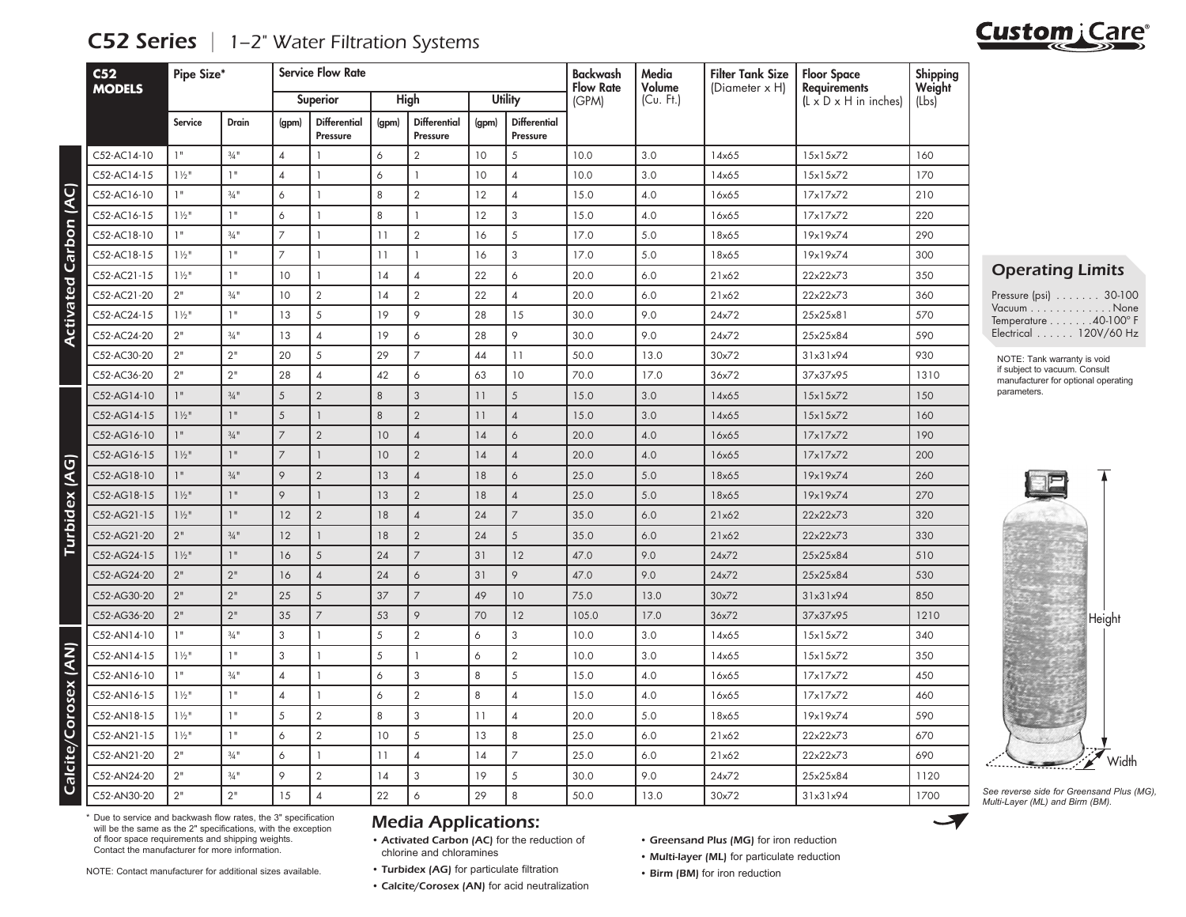# C52 Series | 1–2" Water Filtration Systems

Custom Care®

| C52 MODELS | | Pipe Size* | | Service Flow Rate | | | | | | Backwash Flow Rate (GPM) | Media Volume (Cu. Ft.) | Filter Tank Size (Diameter x H) | Floor Space Requirements (L x D x H in inches) | Shipping Weight (Lbs) |
|---|---|---|---|---|---|---|---|---|---|---|---|---|---|---|
| | | | | Superior | | High | | Utility | | | | | | |
| | | Service | Drain | (gpm) | Differential Pressure | (gpm) | Differential Pressure | (gpm) | Differential Pressure | | | | | |
| Activated Carbon (AC) | C52-AC14-10 | 1" | ¾" | 4 | 1 | 6 | 2 | 10 | 5 | 10.0 | 3.0 | 14x65 | 15x15x72 | 160 |
| | C52-AC14-15 | 1½" | 1" | 4 | 1 | 6 | 1 | 10 | 4 | 10.0 | 3.0 | 14x65 | 15x15x72 | 170 |
| | C52-AC16-10 | 1" | ¾" | 6 | 1 | 8 | 2 | 12 | 4 | 15.0 | 4.0 | 16x65 | 17x17x72 | 210 |
| | C52-AC16-15 | 1½" | 1" | 6 | 1 | 8 | 1 | 12 | 3 | 15.0 | 4.0 | 16x65 | 17x17x72 | 220 |
| | C52-AC18-10 | 1" | ¾" | 7 | 1 | 11 | 2 | 16 | 5 | 17.0 | 5.0 | 18x65 | 19x19x74 | 290 |
| | C52-AC18-15 | 1½" | 1" | 7 | 1 | 11 | 1 | 16 | 3 | 17.0 | 5.0 | 18x65 | 19x19x74 | 300 |
| | C52-AC21-15 | 1½" | 1" | 10 | 1 | 14 | 4 | 22 | 6 | 20.0 | 6.0 | 21x62 | 22x22x73 | 350 |
| | C52-AC21-20 | 2" | ¾" | 10 | 2 | 14 | 2 | 22 | 4 | 20.0 | 6.0 | 21x62 | 22x22x73 | 360 |
| | C52-AC24-15 | 1½" | 1" | 13 | 5 | 19 | 9 | 28 | 15 | 30.0 | 9.0 | 24x72 | 25x25x81 | 570 |
| | C52-AC24-20 | 2" | ¾" | 13 | 4 | 19 | 6 | 28 | 9 | 30.0 | 9.0 | 24x72 | 25x25x84 | 590 |
| | C52-AC30-20 | 2" | 2" | 20 | 5 | 29 | 7 | 44 | 11 | 50.0 | 13.0 | 30x72 | 31x31x94 | 930 |
| | C52-AC36-20 | 2" | 2" | 28 | 4 | 42 | 6 | 63 | 10 | 70.0 | 17.0 | 36x72 | 37x37x95 | 1310 |
| Turbidex (AG) | C52-AG14-10 | 1" | ¾" | 5 | 2 | 8 | 3 | 11 | 5 | 15.0 | 3.0 | 14x65 | 15x15x72 | 150 |
| | C52-AG14-15 | 1½" | 1" | 5 | 1 | 8 | 2 | 11 | 4 | 15.0 | 3.0 | 14x65 | 15x15x72 | 160 |
| | C52-AG16-10 | 1" | ¾" | 7 | 2 | 10 | 4 | 14 | 6 | 20.0 | 4.0 | 16x65 | 17x17x72 | 190 |
| | C52-AG16-15 | 1½" | 1" | 7 | 1 | 10 | 2 | 14 | 4 | 20.0 | 4.0 | 16x65 | 17x17x72 | 200 |
| | C52-AG18-10 | 1" | ¾" | 9 | 2 | 13 | 4 | 18 | 6 | 25.0 | 5.0 | 18x65 | 19x19x74 | 260 |
| | C52-AG18-15 | 1½" | 1" | 9 | 1 | 13 | 2 | 18 | 4 | 25.0 | 5.0 | 18x65 | 19x19x74 | 270 |
| | C52-AG21-15 | 1½" | 1" | 12 | 2 | 18 | 4 | 24 | 7 | 35.0 | 6.0 | 21x62 | 22x22x73 | 320 |
| | C52-AG21-20 | 2" | ¾" | 12 | 1 | 18 | 2 | 24 | 5 | 35.0 | 6.0 | 21x62 | 22x22x73 | 330 |
| | C52-AG24-15 | 1½" | 1" | 16 | 5 | 24 | 7 | 31 | 12 | 47.0 | 9.0 | 24x72 | 25x25x84 | 510 |
| | C52-AG24-20 | 2" | 2" | 16 | 4 | 24 | 6 | 31 | 9 | 47.0 | 9.0 | 24x72 | 25x25x84 | 530 |
| | C52-AG30-20 | 2" | 2" | 25 | 5 | 37 | 7 | 49 | 10 | 75.0 | 13.0 | 30x72 | 31x31x94 | 850 |
| | C52-AG36-20 | 2" | 2" | 35 | 7 | 53 | 9 | 70 | 12 | 105.0 | 17.0 | 36x72 | 37x37x95 | 1210 |
| Calcite/Corosex (AN) | C52-AN14-10 | 1" | ¾" | 3 | 1 | 5 | 2 | 6 | 3 | 10.0 | 3.0 | 14x65 | 15x15x72 | 340 |
| | C52-AN14-15 | 1½" | 1" | 3 | 1 | 5 | 1 | 6 | 2 | 10.0 | 3.0 | 14x65 | 15x15x72 | 350 |
| | C52-AN16-10 | 1" | ¾" | 4 | 1 | 6 | 3 | 8 | 5 | 15.0 | 4.0 | 16x65 | 17x17x72 | 450 |
| | C52-AN16-15 | 1½" | 1" | 4 | 1 | 6 | 2 | 8 | 4 | 15.0 | 4.0 | 16x65 | 17x17x72 | 460 |
| | C52-AN18-15 | 1½" | 1" | 5 | 2 | 8 | 3 | 11 | 4 | 20.0 | 5.0 | 18x65 | 19x19x74 | 590 |
| | C52-AN21-15 | 1½" | 1" | 6 | 2 | 10 | 5 | 13 | 8 | 25.0 | 6.0 | 21x62 | 22x22x73 | 670 |
| | C52-AN21-20 | 2" | ¾" | 6 | 1 | 11 | 4 | 14 | 7 | 25.0 | 6.0 | 21x62 | 22x22x73 | 690 |
| | C52-AN24-20 | 2" | ¾" | 9 | 2 | 14 | 3 | 19 | 5 | 30.0 | 9.0 | 24x72 | 25x25x84 | 1120 |
| | C52-AN30-20 | 2" | 2" | 15 | 4 | 22 | 6 | 29 | 8 | 50.0 | 13.0 | 30x72 | 31x31x94 | 1700 |

\* Due to service and backwash flow rates, the 3" specification will be the same as the 2" specifications, with the exception of floor space requirements and shipping weights. Contact the manufacturer for more information.

NOTE: Contact manufacturer for additional sizes available.

## Operating Limits

Pressure (psi) . . . . . . . 30-100
Vacuum . . . . . . . . . . . . . None
Temperature . . . . . . . 40-100° F
Electrical . . . . . . 120V/60 Hz

NOTE: Tank warranty is void if subject to vacuum. Consult manufacturer for optional operating parameters.

Height

Width

*See reverse side for Greensand Plus (MG), Multi-Layer (ML) and Birm (BM).*

## Media Applications:

- ***Activated Carbon (AC)*** for the reduction of chlorine and chloramines
- ***Turbidex (AG)*** for particulate filtration
- ***Calcite/Corosex (AN)*** for acid neutralization
- ***Greensand Plus (MG)*** for iron reduction
- ***Multi-layer (ML)*** for particulate reduction
- ***Birm (BM)*** for iron reduction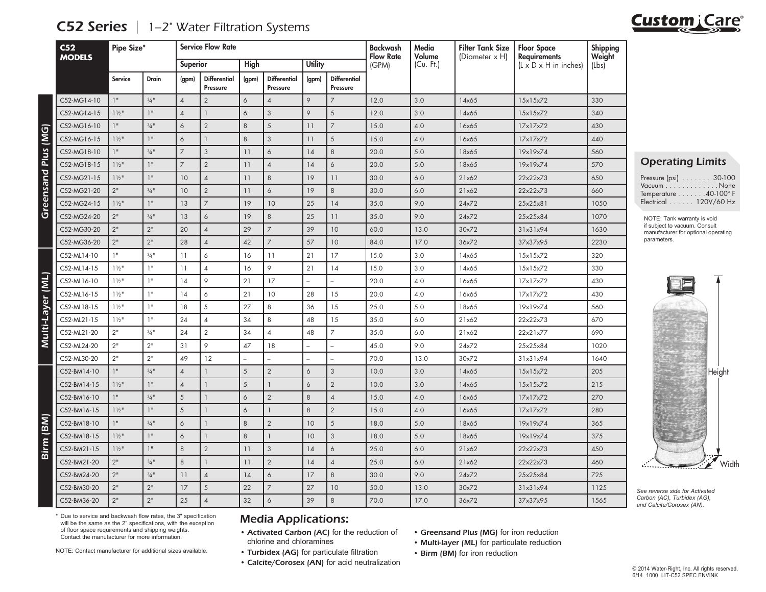# C52 Series | 1–2" Water Filtration Systems

Custom Care®

| C52 MODELS | Pipe Size* | | Service Flow Rate | | | | | | Backwash Flow Rate (GPM) | Media Volume (Cu. Ft.) | Filter Tank Size (Diameter x H) | Floor Space Requirements (L x D x H in inches) | Shipping Weight (Lbs) |
|---|---|---|---|---|---|---|---|---|---|---|---|---|---|
| | | | Superior | | High | | Utility | | | | | | |
| | Service | Drain | (gpm) | Differential Pressure | (gpm) | Differential Pressure | (gpm) | Differential Pressure | | | | | |
| **Greensand Plus (MG)** | | | | | | | | | | | | | |
| C52-MG14-10 | 1" | ¾" | 4 | 2 | 6 | 4 | 9 | 7 | 12.0 | 3.0 | 14x65 | 15x15x72 | 330 |
| C52-MG14-15 | 1½" | 1" | 4 | 1 | 6 | 3 | 9 | 5 | 12.0 | 3.0 | 14x65 | 15x15x72 | 340 |
| C52-MG16-10 | 1" | ¾" | 6 | 2 | 8 | 5 | 11 | 7 | 15.0 | 4.0 | 16x65 | 17x17x72 | 430 |
| C52-MG16-15 | 1½" | 1" | 6 | 1 | 8 | 3 | 11 | 5 | 15.0 | 4.0 | 16x65 | 17x17x72 | 440 |
| C52-MG18-10 | 1" | ¾" | 7 | 3 | 11 | 6 | 14 | 8 | 20.0 | 5.0 | 18x65 | 19x19x74 | 560 |
| C52-MG18-15 | 1½" | 1" | 7 | 2 | 11 | 4 | 14 | 6 | 20.0 | 5.0 | 18x65 | 19x19x74 | 570 |
| C52-MG21-15 | 1½" | 1" | 10 | 4 | 11 | 8 | 19 | 11 | 30.0 | 6.0 | 21x62 | 22x22x73 | 650 |
| C52-MG21-20 | 2" | ¾" | 10 | 2 | 11 | 6 | 19 | 8 | 30.0 | 6.0 | 21x62 | 22x22x73 | 660 |
| C52-MG24-15 | 1½" | 1" | 13 | 7 | 19 | 10 | 25 | 14 | 35.0 | 9.0 | 24x72 | 25x25x81 | 1050 |
| C52-MG24-20 | 2" | ¾" | 13 | 6 | 19 | 8 | 25 | 11 | 35.0 | 9.0 | 24x72 | 25x25x84 | 1070 |
| C52-MG30-20 | 2" | 2" | 20 | 4 | 29 | 7 | 39 | 10 | 60.0 | 13.0 | 30x72 | 31x31x94 | 1630 |
| C52-MG36-20 | 2" | 2" | 28 | 4 | 42 | 7 | 57 | 10 | 84.0 | 17.0 | 36x72 | 37x37x95 | 2230 |
| **Multi-Layer (ML)** | | | | | | | | | | | | | |
| C52-ML14-10 | 1" | ¾" | 11 | 6 | 16 | 11 | 21 | 17 | 15.0 | 3.0 | 14x65 | 15x15x72 | 320 |
| C52-ML14-15 | 1½" | 1" | 11 | 4 | 16 | 9 | 21 | 14 | 15.0 | 3.0 | 14x65 | 15x15x72 | 330 |
| C52-ML16-10 | 1½" | 1" | 14 | 9 | 21 | 17 | – | – | 20.0 | 4.0 | 16x65 | 17x17x72 | 430 |
| C52-ML16-15 | 1½" | 1" | 14 | 6 | 21 | 10 | 28 | 15 | 20.0 | 4.0 | 16x65 | 17x17x72 | 430 |
| C52-ML18-15 | 1½" | 1" | 18 | 5 | 27 | 8 | 36 | 15 | 25.0 | 5.0 | 18x65 | 19x19x74 | 560 |
| C52-ML21-15 | 1½" | 1" | 24 | 4 | 34 | 8 | 48 | 15 | 35.0 | 6.0 | 21x62 | 22x22x73 | 670 |
| C52-ML21-20 | 2" | ¾" | 24 | 2 | 34 | 4 | 48 | 7 | 35.0 | 6.0 | 21x62 | 22x21x77 | 690 |
| C52-ML24-20 | 2" | 2" | 31 | 9 | 47 | 18 | – | – | 45.0 | 9.0 | 24x72 | 25x25x84 | 1020 |
| C52-ML30-20 | 2" | 2" | 49 | 12 | – | – | – | – | 70.0 | 13.0 | 30x72 | 31x31x94 | 1640 |
| **Birm (BM)** | | | | | | | | | | | | | |
| C52-BM14-10 | 1" | ¾" | 4 | 1 | 5 | 2 | 6 | 3 | 10.0 | 3.0 | 14x65 | 15x15x72 | 205 |
| C52-BM14-15 | 1½" | 1" | 4 | 1 | 5 | 1 | 6 | 2 | 10.0 | 3.0 | 14x65 | 15x15x72 | 215 |
| C52-BM16-10 | 1" | ¾" | 5 | 1 | 6 | 2 | 8 | 4 | 15.0 | 4.0 | 16x65 | 17x17x72 | 270 |
| C52-BM16-15 | 1½" | 1" | 5 | 1 | 6 | 1 | 8 | 2 | 15.0 | 4.0 | 16x65 | 17x17x72 | 280 |
| C52-BM18-10 | 1" | ¾" | 6 | 1 | 8 | 2 | 10 | 5 | 18.0 | 5.0 | 18x65 | 19x19x74 | 365 |
| C52-BM18-15 | 1½" | 1" | 6 | 1 | 8 | 1 | 10 | 3 | 18.0 | 5.0 | 18x65 | 19x19x74 | 375 |
| C52-BM21-15 | 1½" | 1" | 8 | 2 | 11 | 3 | 14 | 6 | 25.0 | 6.0 | 21x62 | 22x22x73 | 450 |
| C52-BM21-20 | 2" | ¾" | 8 | 1 | 11 | 2 | 14 | 4 | 25.0 | 6.0 | 21x62 | 22x22x73 | 460 |
| C52-BM24-20 | 2" | ¾" | 11 | 4 | 14 | 6 | 17 | 8 | 30.0 | 9.0 | 24x72 | 25x25x84 | 725 |
| C52-BM30-20 | 2" | 2" | 17 | 5 | 22 | 7 | 27 | 10 | 50.0 | 13.0 | 30x72 | 31x31x94 | 1125 |
| C52-BM36-20 | 2" | 2" | 25 | 4 | 32 | 6 | 39 | 8 | 70.0 | 17.0 | 36x72 | 37x37x95 | 1565 |

\* Due to service and backwash flow rates, the 3" specification will be the same as the 2" specifications, with the exception of floor space requirements and shipping weights. Contact the manufacturer for more information.

NOTE: Contact manufacturer for additional sizes available.

## Operating Limits

Pressure (psi) ....... 30-100
Vacuum ............ None
Temperature ....... 40-100° F
Electrical ...... 120V/60 Hz

NOTE: Tank warranty is void if subject to vacuum. Consult manufacturer for optional operating parameters.

Height

Width

*See reverse side for Activated Carbon (AC), Turbidex (AG), and Calcite/Corosex (AN).*

## Media Applications:

- ***Activated Carbon (AC)*** for the reduction of chlorine and chloramines
- ***Turbidex (AG)*** for particulate filtration
- ***Calcite/Corosex (AN)*** for acid neutralization
- ***Greensand Plus (MG)*** for iron reduction
- ***Multi-layer (ML)*** for particulate reduction
- ***Birm (BM)*** for iron reduction

© 2014 Water-Right, Inc. All rights reserved.
6/14 1000 LIT-C52 SPEC ENVINK